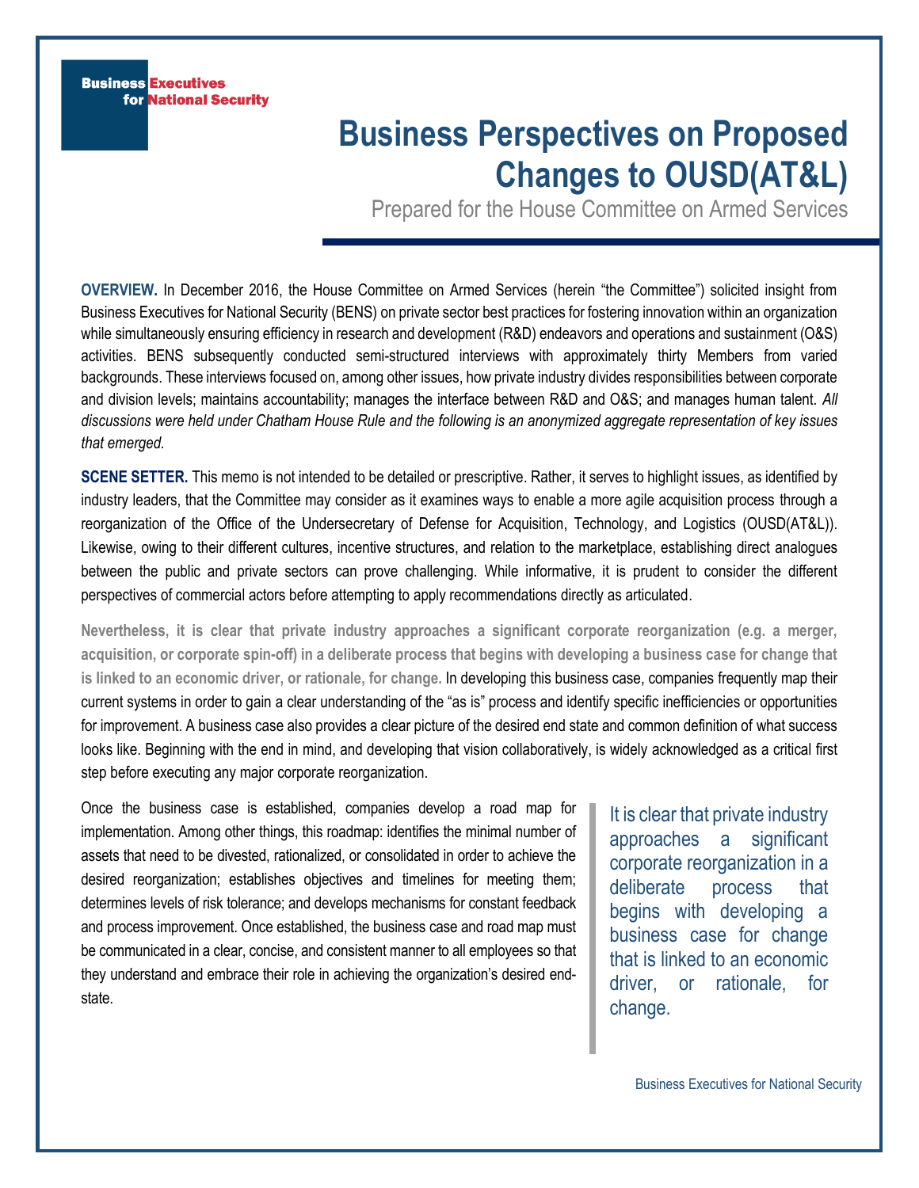Business Executives for National Security

# Business Perspectives on Proposed Changes to OUSD(AT&L)

Prepared for the House Committee on Armed Services

**OVERVIEW.** In December 2016, the House Committee on Armed Services (herein "the Committee") solicited insight from Business Executives for National Security (BENS) on private sector best practices for fostering innovation within an organization while simultaneously ensuring efficiency in research and development (R&D) endeavors and operations and sustainment (O&S) activities. BENS subsequently conducted semi-structured interviews with approximately thirty Members from varied backgrounds. These interviews focused on, among other issues, how private industry divides responsibilities between corporate and division levels; maintains accountability; manages the interface between R&D and O&S; and manages human talent. *All discussions were held under Chatham House Rule and the following is an anonymized aggregate representation of key issues that emerged.*

**SCENE SETTER.** This memo is not intended to be detailed or prescriptive. Rather, it serves to highlight issues, as identified by industry leaders, that the Committee may consider as it examines ways to enable a more agile acquisition process through a reorganization of the Office of the Undersecretary of Defense for Acquisition, Technology, and Logistics (OUSD(AT&L)). Likewise, owing to their different cultures, incentive structures, and relation to the marketplace, establishing direct analogues between the public and private sectors can prove challenging. While informative, it is prudent to consider the different perspectives of commercial actors before attempting to apply recommendations directly as articulated.

**Nevertheless, it is clear that private industry approaches a significant corporate reorganization (e.g. a merger, acquisition, or corporate spin-off) in a deliberate process that begins with developing a business case for change that is linked to an economic driver, or rationale, for change.** In developing this business case, companies frequently map their current systems in order to gain a clear understanding of the "as is" process and identify specific inefficiencies or opportunities for improvement. A business case also provides a clear picture of the desired end state and common definition of what success looks like. Beginning with the end in mind, and developing that vision collaboratively, is widely acknowledged as a critical first step before executing any major corporate reorganization.

Once the business case is established, companies develop a road map for implementation. Among other things, this roadmap: identifies the minimal number of assets that need to be divested, rationalized, or consolidated in order to achieve the desired reorganization; establishes objectives and timelines for meeting them; determines levels of risk tolerance; and develops mechanisms for constant feedback and process improvement. Once established, the business case and road map must be communicated in a clear, concise, and consistent manner to all employees so that they understand and embrace their role in achieving the organization's desired end-state.

> It is clear that private industry approaches a significant corporate reorganization in a deliberate process that begins with developing a business case for change that is linked to an economic driver, or rationale, for change.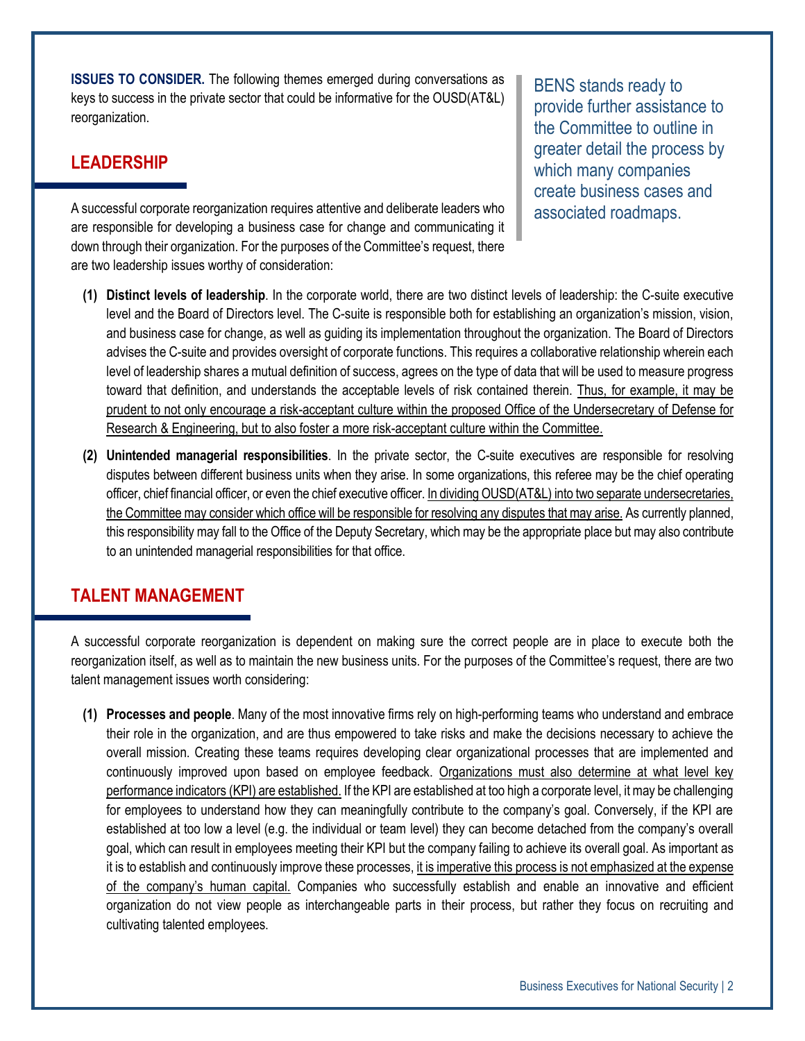**ISSUES TO CONSIDER.** The following themes emerged during conversations as keys to success in the private sector that could be informative for the OUSD(AT&L) reorganization.

> BENS stands ready to provide further assistance to the Committee to outline in greater detail the process by which many companies create business cases and associated roadmaps.

## LEADERSHIP

A successful corporate reorganization requires attentive and deliberate leaders who are responsible for developing a business case for change and communicating it down through their organization. For the purposes of the Committee's request, there are two leadership issues worthy of consideration:

**(1) Distinct levels of leadership**. In the corporate world, there are two distinct levels of leadership: the C-suite executive level and the Board of Directors level. The C-suite is responsible both for establishing an organization's mission, vision, and business case for change, as well as guiding its implementation throughout the organization. The Board of Directors advises the C-suite and provides oversight of corporate functions. This requires a collaborative relationship wherein each level of leadership shares a mutual definition of success, agrees on the type of data that will be used to measure progress toward that definition, and understands the acceptable levels of risk contained therein. <u>Thus, for example, it may be prudent to not only encourage a risk-acceptant culture within the proposed Office of the Undersecretary of Defense for Research & Engineering, but to also foster a more risk-acceptant culture within the Committee.</u>

**(2) Unintended managerial responsibilities**. In the private sector, the C-suite executives are responsible for resolving disputes between different business units when they arise. In some organizations, this referee may be the chief operating officer, chief financial officer, or even the chief executive officer. <u>In dividing OUSD(AT&L) into two separate undersecretaries, the Committee may consider which office will be responsible for resolving any disputes that may arise.</u> As currently planned, this responsibility may fall to the Office of the Deputy Secretary, which may be the appropriate place but may also contribute to an unintended managerial responsibilities for that office.

## TALENT MANAGEMENT

A successful corporate reorganization is dependent on making sure the correct people are in place to execute both the reorganization itself, as well as to maintain the new business units. For the purposes of the Committee's request, there are two talent management issues worth considering:

**(1) Processes and people**. Many of the most innovative firms rely on high-performing teams who understand and embrace their role in the organization, and are thus empowered to take risks and make the decisions necessary to achieve the overall mission. Creating these teams requires developing clear organizational processes that are implemented and continuously improved upon based on employee feedback. <u>Organizations must also determine at what level key performance indicators (KPI) are established.</u> If the KPI are established at too high a corporate level, it may be challenging for employees to understand how they can meaningfully contribute to the company's goal. Conversely, if the KPI are established at too low a level (e.g. the individual or team level) they can become detached from the company's overall goal, which can result in employees meeting their KPI but the company failing to achieve its overall goal. As important as it is to establish and continuously improve these processes, <u>it is imperative this process is not emphasized at the expense of the company's human capital.</u> Companies who successfully establish and enable an innovative and efficient organization do not view people as interchangeable parts in their process, but rather they focus on recruiting and cultivating talented employees.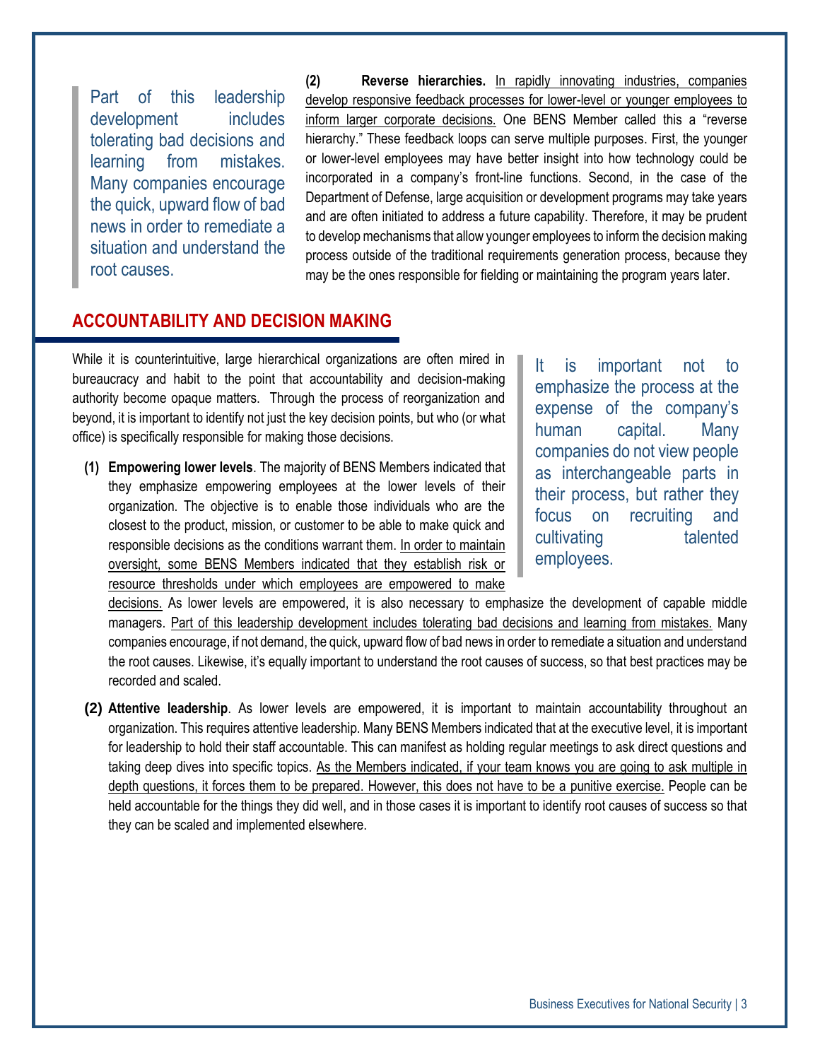> Part of this leadership development includes tolerating bad decisions and learning from mistakes. Many companies encourage the quick, upward flow of bad news in order to remediate a situation and understand the root causes.

**(2) Reverse hierarchies.** In rapidly innovating industries, companies develop responsive feedback processes for lower-level or younger employees to inform larger corporate decisions. One BENS Member called this a "reverse hierarchy." These feedback loops can serve multiple purposes. First, the younger or lower-level employees may have better insight into how technology could be incorporated in a company's front-line functions. Second, in the case of the Department of Defense, large acquisition or development programs may take years and are often initiated to address a future capability. Therefore, it may be prudent to develop mechanisms that allow younger employees to inform the decision making process outside of the traditional requirements generation process, because they may be the ones responsible for fielding or maintaining the program years later.

## ACCOUNTABILITY AND DECISION MAKING

While it is counterintuitive, large hierarchical organizations are often mired in bureaucracy and habit to the point that accountability and decision-making authority become opaque matters. Through the process of reorganization and beyond, it is important to identify not just the key decision points, but who (or what office) is specifically responsible for making those decisions.

> It is important not to emphasize the process at the expense of the company's human capital. Many companies do not view people as interchangeable parts in their process, but rather they focus on recruiting and cultivating talented employees.

**(1) Empowering lower levels**. The majority of BENS Members indicated that they emphasize empowering employees at the lower levels of their organization. The objective is to enable those individuals who are the closest to the product, mission, or customer to be able to make quick and responsible decisions as the conditions warrant them. In order to maintain oversight, some BENS Members indicated that they establish risk or resource thresholds under which employees are empowered to make decisions. As lower levels are empowered, it is also necessary to emphasize the development of capable middle managers. Part of this leadership development includes tolerating bad decisions and learning from mistakes. Many companies encourage, if not demand, the quick, upward flow of bad news in order to remediate a situation and understand the root causes. Likewise, it's equally important to understand the root causes of success, so that best practices may be recorded and scaled.

**(2) Attentive leadership**. As lower levels are empowered, it is important to maintain accountability throughout an organization. This requires attentive leadership. Many BENS Members indicated that at the executive level, it is important for leadership to hold their staff accountable. This can manifest as holding regular meetings to ask direct questions and taking deep dives into specific topics. As the Members indicated, if your team knows you are going to ask multiple in depth questions, it forces them to be prepared. However, this does not have to be a punitive exercise. People can be held accountable for the things they did well, and in those cases it is important to identify root causes of success so that they can be scaled and implemented elsewhere.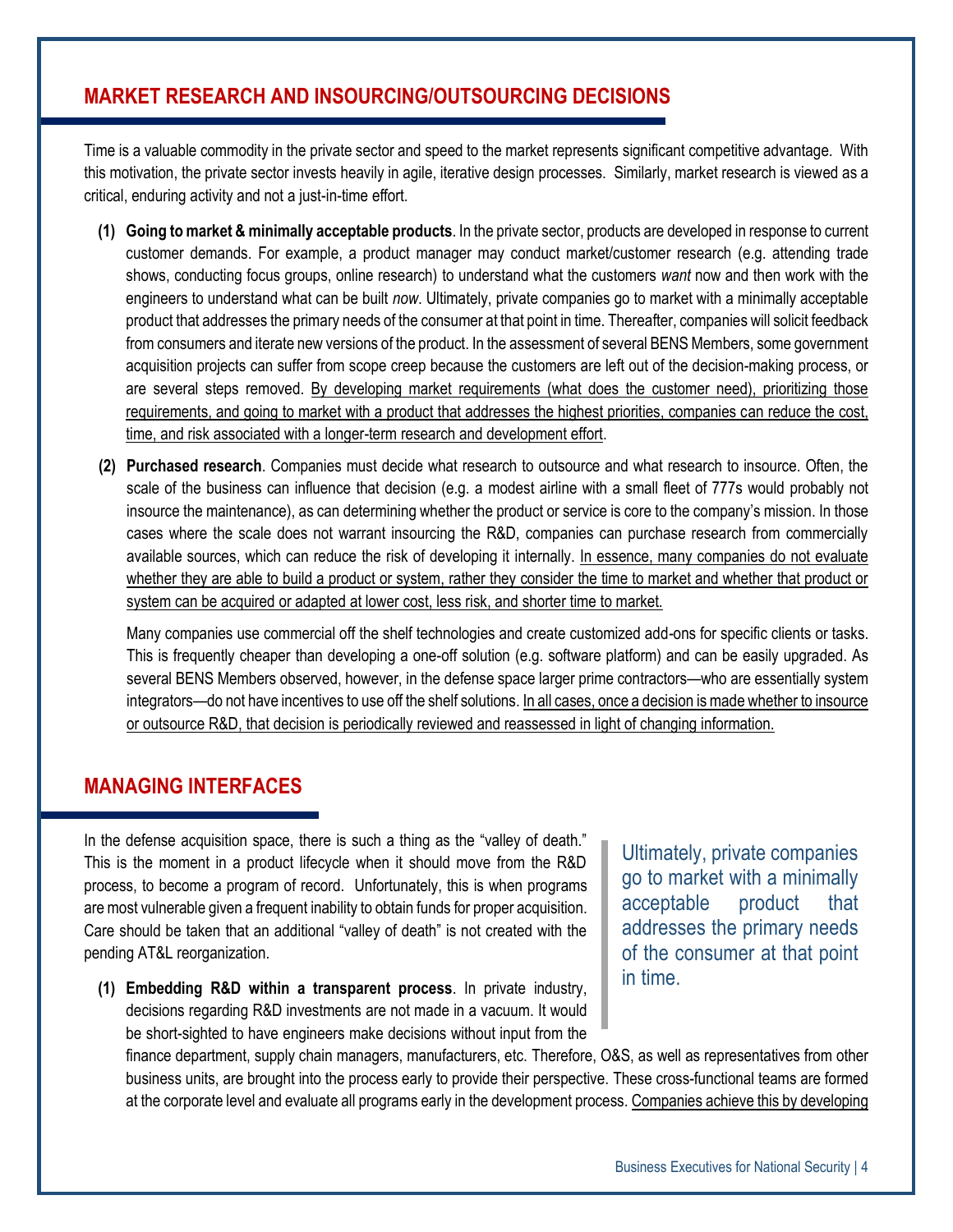## MARKET RESEARCH AND INSOURCING/OUTSOURCING DECISIONS

Time is a valuable commodity in the private sector and speed to the market represents significant competitive advantage. With this motivation, the private sector invests heavily in agile, iterative design processes. Similarly, market research is viewed as a critical, enduring activity and not a just-in-time effort.

**(1) Going to market & minimally acceptable products**. In the private sector, products are developed in response to current customer demands. For example, a product manager may conduct market/customer research (e.g. attending trade shows, conducting focus groups, online research) to understand what the customers *want* now and then work with the engineers to understand what can be built *now*. Ultimately, private companies go to market with a minimally acceptable product that addresses the primary needs of the consumer at that point in time. Thereafter, companies will solicit feedback from consumers and iterate new versions of the product. In the assessment of several BENS Members, some government acquisition projects can suffer from scope creep because the customers are left out of the decision-making process, or are several steps removed. By developing market requirements (what does the customer need), prioritizing those requirements, and going to market with a product that addresses the highest priorities, companies can reduce the cost, time, and risk associated with a longer-term research and development effort.

**(2) Purchased research**. Companies must decide what research to outsource and what research to insource. Often, the scale of the business can influence that decision (e.g. a modest airline with a small fleet of 777s would probably not insource the maintenance), as can determining whether the product or service is core to the company's mission. In those cases where the scale does not warrant insourcing the R&D, companies can purchase research from commercially available sources, which can reduce the risk of developing it internally. In essence, many companies do not evaluate whether they are able to build a product or system, rather they consider the time to market and whether that product or system can be acquired or adapted at lower cost, less risk, and shorter time to market.

Many companies use commercial off the shelf technologies and create customized add-ons for specific clients or tasks. This is frequently cheaper than developing a one-off solution (e.g. software platform) and can be easily upgraded. As several BENS Members observed, however, in the defense space larger prime contractors—who are essentially system integrators—do not have incentives to use off the shelf solutions. In all cases, once a decision is made whether to insource or outsource R&D, that decision is periodically reviewed and reassessed in light of changing information.

## MANAGING INTERFACES

In the defense acquisition space, there is such a thing as the "valley of death." This is the moment in a product lifecycle when it should move from the R&D process, to become a program of record. Unfortunately, this is when programs are most vulnerable given a frequent inability to obtain funds for proper acquisition. Care should be taken that an additional "valley of death" is not created with the pending AT&L reorganization.

> Ultimately, private companies go to market with a minimally acceptable product that addresses the primary needs of the consumer at that point in time.

**(1) Embedding R&D within a transparent process**. In private industry, decisions regarding R&D investments are not made in a vacuum. It would be short-sighted to have engineers make decisions without input from the finance department, supply chain managers, manufacturers, etc. Therefore, O&S, as well as representatives from other business units, are brought into the process early to provide their perspective. These cross-functional teams are formed at the corporate level and evaluate all programs early in the development process. Companies achieve this by developing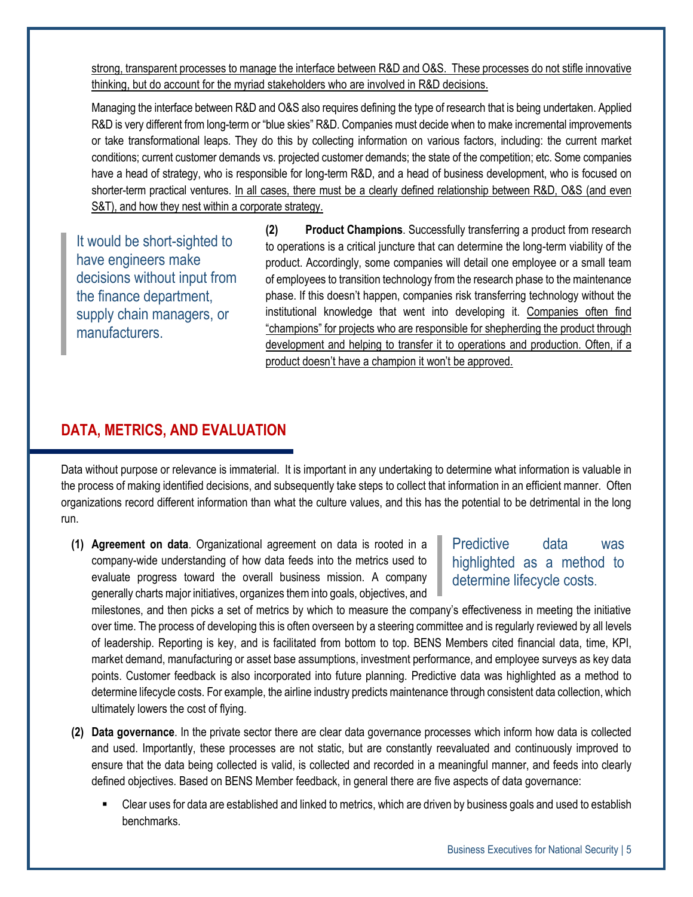strong, transparent processes to manage the interface between R&D and O&S. These processes do not stifle innovative thinking, but do account for the myriad stakeholders who are involved in R&D decisions.

Managing the interface between R&D and O&S also requires defining the type of research that is being undertaken. Applied R&D is very different from long-term or "blue skies" R&D. Companies must decide when to make incremental improvements or take transformational leaps. They do this by collecting information on various factors, including: the current market conditions; current customer demands vs. projected customer demands; the state of the competition; etc. Some companies have a head of strategy, who is responsible for long-term R&D, and a head of business development, who is focused on shorter-term practical ventures. In all cases, there must be a clearly defined relationship between R&D, O&S (and even S&T), and how they nest within a corporate strategy.

> It would be short-sighted to have engineers make decisions without input from the finance department, supply chain managers, or manufacturers.

**(2) Product Champions**. Successfully transferring a product from research to operations is a critical juncture that can determine the long-term viability of the product. Accordingly, some companies will detail one employee or a small team of employees to transition technology from the research phase to the maintenance phase. If this doesn't happen, companies risk transferring technology without the institutional knowledge that went into developing it. Companies often find "champions" for projects who are responsible for shepherding the product through development and helping to transfer it to operations and production. Often, if a product doesn't have a champion it won't be approved.

## DATA, METRICS, AND EVALUATION

Data without purpose or relevance is immaterial. It is important in any undertaking to determine what information is valuable in the process of making identified decisions, and subsequently take steps to collect that information in an efficient manner. Often organizations record different information than what the culture values, and this has the potential to be detrimental in the long run.

> Predictive data was highlighted as a method to determine lifecycle costs.

**(1) Agreement on data**. Organizational agreement on data is rooted in a company-wide understanding of how data feeds into the metrics used to evaluate progress toward the overall business mission. A company generally charts major initiatives, organizes them into goals, objectives, and milestones, and then picks a set of metrics by which to measure the company's effectiveness in meeting the initiative over time. The process of developing this is often overseen by a steering committee and is regularly reviewed by all levels of leadership. Reporting is key, and is facilitated from bottom to top. BENS Members cited financial data, time, KPI, market demand, manufacturing or asset base assumptions, investment performance, and employee surveys as key data points. Customer feedback is also incorporated into future planning. Predictive data was highlighted as a method to determine lifecycle costs. For example, the airline industry predicts maintenance through consistent data collection, which ultimately lowers the cost of flying.

**(2) Data governance**. In the private sector there are clear data governance processes which inform how data is collected and used. Importantly, these processes are not static, but are constantly reevaluated and continuously improved to ensure that the data being collected is valid, is collected and recorded in a meaningful manner, and feeds into clearly defined objectives. Based on BENS Member feedback, in general there are five aspects of data governance:

- Clear uses for data are established and linked to metrics, which are driven by business goals and used to establish benchmarks.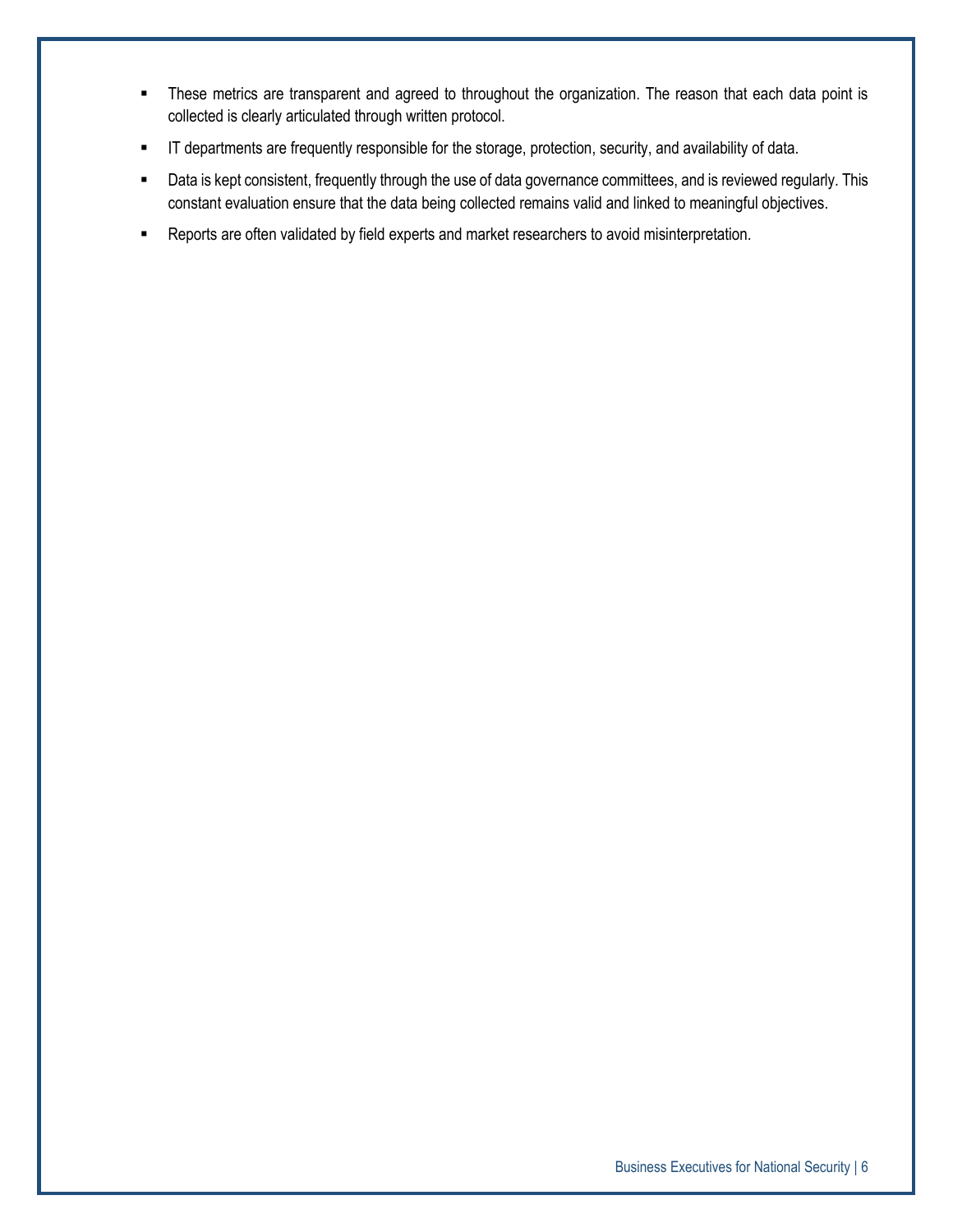- These metrics are transparent and agreed to throughout the organization. The reason that each data point is collected is clearly articulated through written protocol.
- IT departments are frequently responsible for the storage, protection, security, and availability of data.
- Data is kept consistent, frequently through the use of data governance committees, and is reviewed regularly. This constant evaluation ensure that the data being collected remains valid and linked to meaningful objectives.
- Reports are often validated by field experts and market researchers to avoid misinterpretation.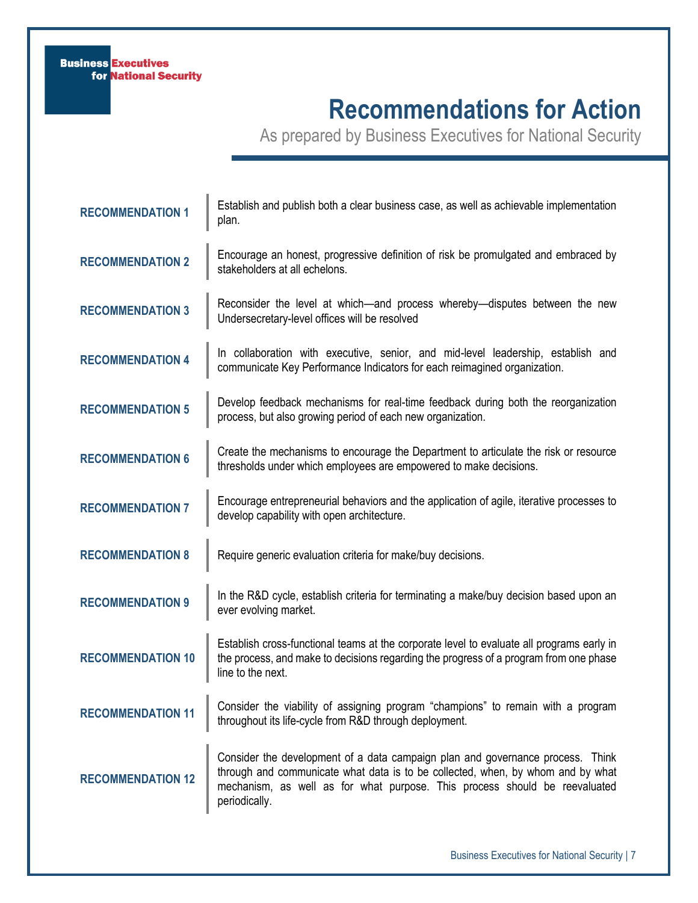Business Executives for National Security

# Recommendations for Action

As prepared by Business Executives for National Security

| | |
|---|---|
| **RECOMMENDATION 1** | Establish and publish both a clear business case, as well as achievable implementation plan. |
| **RECOMMENDATION 2** | Encourage an honest, progressive definition of risk be promulgated and embraced by stakeholders at all echelons. |
| **RECOMMENDATION 3** | Reconsider the level at which—and process whereby—disputes between the new Undersecretary-level offices will be resolved |
| **RECOMMENDATION 4** | In collaboration with executive, senior, and mid-level leadership, establish and communicate Key Performance Indicators for each reimagined organization. |
| **RECOMMENDATION 5** | Develop feedback mechanisms for real-time feedback during both the reorganization process, but also growing period of each new organization. |
| **RECOMMENDATION 6** | Create the mechanisms to encourage the Department to articulate the risk or resource thresholds under which employees are empowered to make decisions. |
| **RECOMMENDATION 7** | Encourage entrepreneurial behaviors and the application of agile, iterative processes to develop capability with open architecture. |
| **RECOMMENDATION 8** | Require generic evaluation criteria for make/buy decisions. |
| **RECOMMENDATION 9** | In the R&D cycle, establish criteria for terminating a make/buy decision based upon an ever evolving market. |
| **RECOMMENDATION 10** | Establish cross-functional teams at the corporate level to evaluate all programs early in the process, and make to decisions regarding the progress of a program from one phase line to the next. |
| **RECOMMENDATION 11** | Consider the viability of assigning program "champions" to remain with a program throughout its life-cycle from R&D through deployment. |
| **RECOMMENDATION 12** | Consider the development of a data campaign plan and governance process. Think through and communicate what data is to be collected, when, by whom and by what mechanism, as well as for what purpose. This process should be reevaluated periodically. |